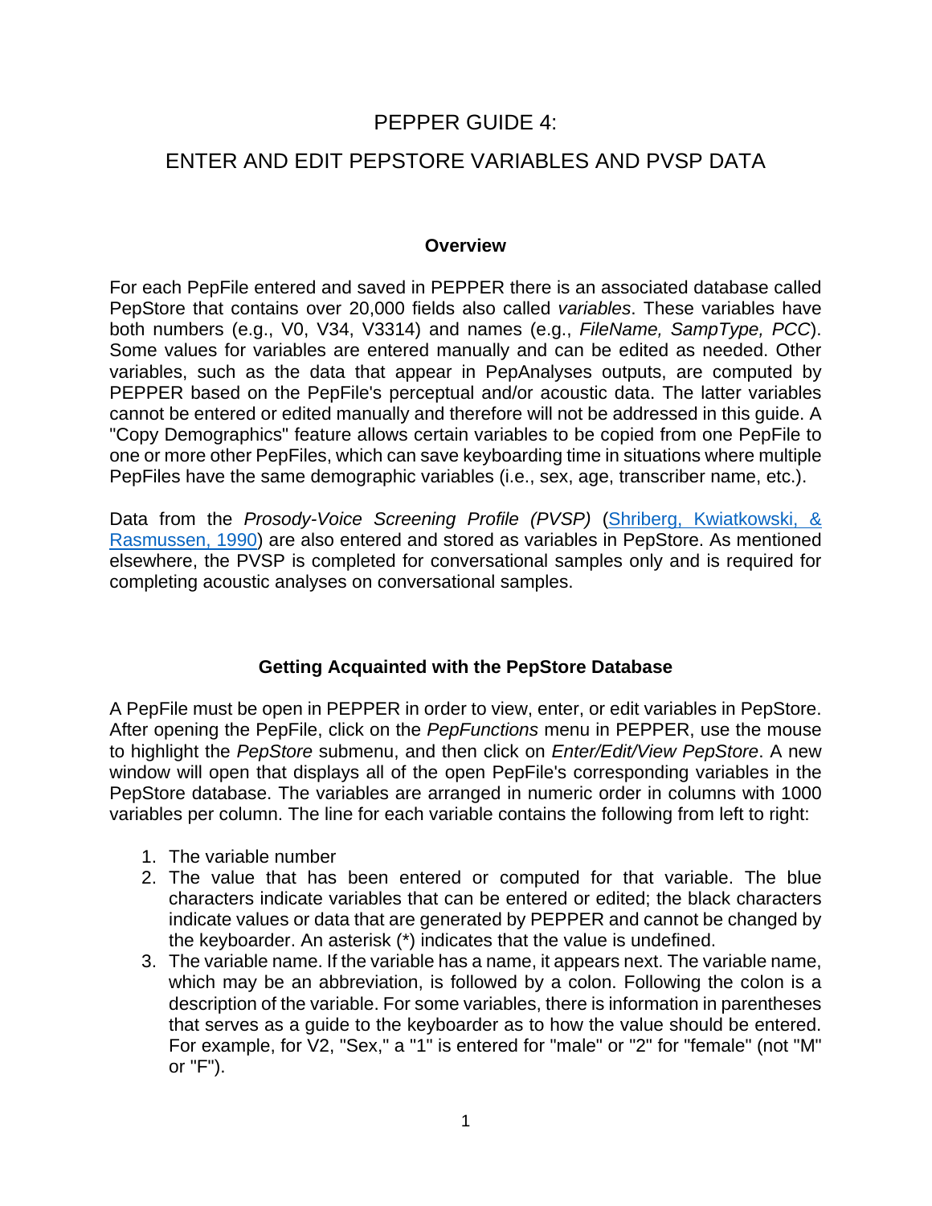# PEPPER GUIDE 4:

# ENTER AND EDIT PEPSTORE VARIABLES AND PVSP DATA

## Overview

For each PepFile entered and saved in PEPPER there is an associated database called PepStore that contains over 20,000 fields also called *variables*. These variables have both numbers (e.g., V0, V34, V3314) and names (e.g., *FileName, SampType, PCC*). Some values for variables are entered manually and can be edited as needed. Other variables, such as the data that appear in PepAnalyses outputs, are computed by PEPPER based on the PepFile's perceptual and/or acoustic data. The latter variables cannot be entered or edited manually and therefore will not be addressed in this guide. A "Copy Demographics" feature allows certain variables to be copied from one PepFile to one or more other PepFiles, which can save keyboarding time in situations where multiple PepFiles have the same demographic variables (i.e., sex, age, transcriber name, etc.).

Data from the *Prosody-Voice Screening Profile (PVSP)* (Shriberg, Kwiatkowski, & Rasmussen, 1990) are also entered and stored as variables in PepStore. As mentioned elsewhere, the PVSP is completed for conversational samples only and is required for completing acoustic analyses on conversational samples.

## Getting Acquainted with the PepStore Database

A PepFile must be open in PEPPER in order to view, enter, or edit variables in PepStore. After opening the PepFile, click on the *PepFunctions* menu in PEPPER, use the mouse to highlight the *PepStore* submenu, and then click on *Enter/Edit/View PepStore*. A new window will open that displays all of the open PepFile's corresponding variables in the PepStore database. The variables are arranged in numeric order in columns with 1000 variables per column. The line for each variable contains the following from left to right:

1. The variable number
2. The value that has been entered or computed for that variable. The blue characters indicate variables that can be entered or edited; the black characters indicate values or data that are generated by PEPPER and cannot be changed by the keyboarder. An asterisk (*) indicates that the value is undefined.
3. The variable name. If the variable has a name, it appears next. The variable name, which may be an abbreviation, is followed by a colon. Following the colon is a description of the variable. For some variables, there is information in parentheses that serves as a guide to the keyboarder as to how the value should be entered. For example, for V2, "Sex," a "1" is entered for "male" or "2" for "female" (not "M" or "F").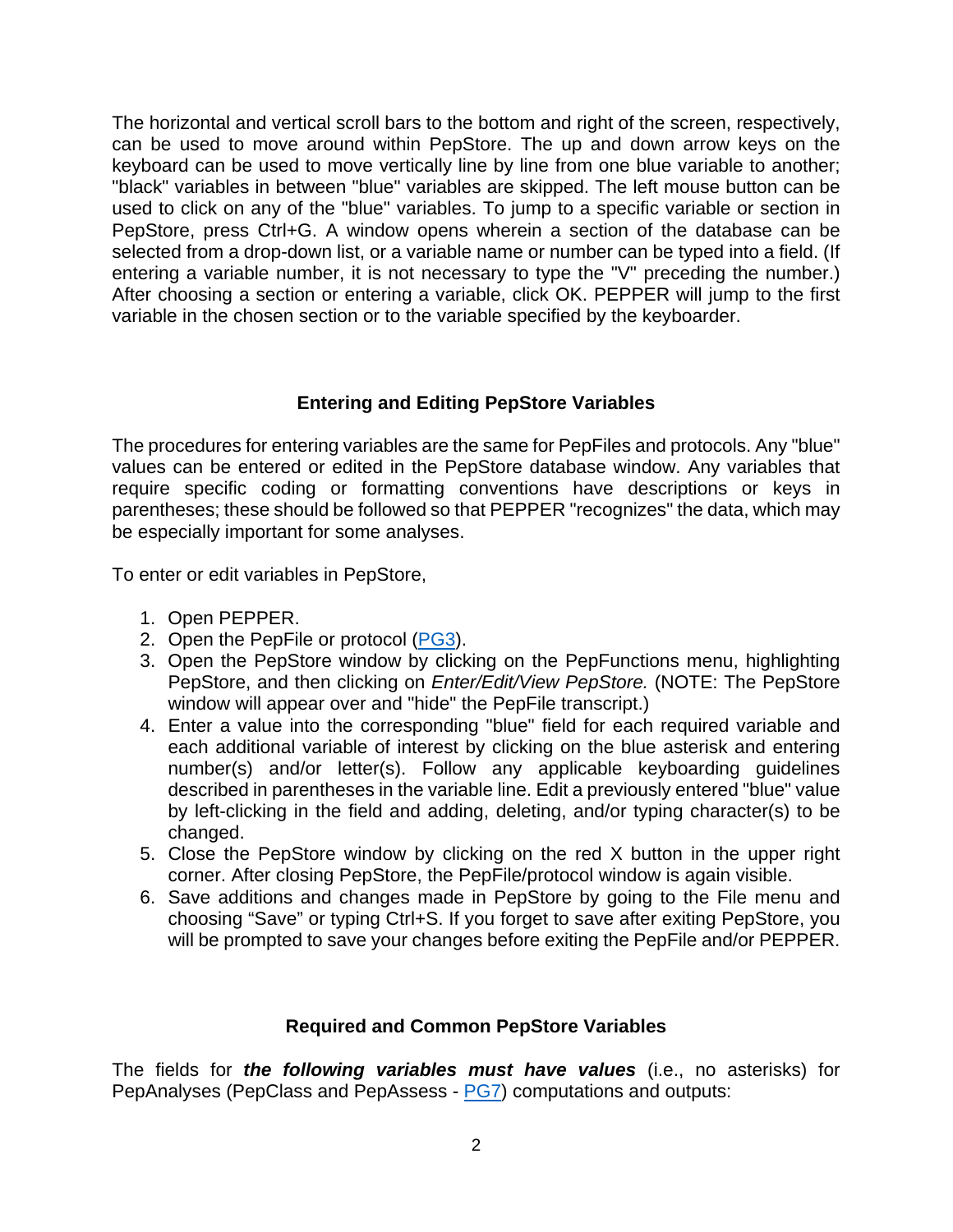The horizontal and vertical scroll bars to the bottom and right of the screen, respectively, can be used to move around within PepStore. The up and down arrow keys on the keyboard can be used to move vertically line by line from one blue variable to another; "black" variables in between "blue" variables are skipped. The left mouse button can be used to click on any of the "blue" variables. To jump to a specific variable or section in PepStore, press Ctrl+G. A window opens wherein a section of the database can be selected from a drop-down list, or a variable name or number can be typed into a field. (If entering a variable number, it is not necessary to type the "V" preceding the number.) After choosing a section or entering a variable, click OK. PEPPER will jump to the first variable in the chosen section or to the variable specified by the keyboarder.

### Entering and Editing PepStore Variables

The procedures for entering variables are the same for PepFiles and protocols. Any "blue" values can be entered or edited in the PepStore database window. Any variables that require specific coding or formatting conventions have descriptions or keys in parentheses; these should be followed so that PEPPER "recognizes" the data, which may be especially important for some analyses.

To enter or edit variables in PepStore,

1. Open PEPPER.
2. Open the PepFile or protocol (PG3).
3. Open the PepStore window by clicking on the PepFunctions menu, highlighting PepStore, and then clicking on *Enter/Edit/View PepStore.* (NOTE: The PepStore window will appear over and "hide" the PepFile transcript.)
4. Enter a value into the corresponding "blue" field for each required variable and each additional variable of interest by clicking on the blue asterisk and entering number(s) and/or letter(s). Follow any applicable keyboarding guidelines described in parentheses in the variable line. Edit a previously entered "blue" value by left-clicking in the field and adding, deleting, and/or typing character(s) to be changed.
5. Close the PepStore window by clicking on the red X button in the upper right corner. After closing PepStore, the PepFile/protocol window is again visible.
6. Save additions and changes made in PepStore by going to the File menu and choosing "Save" or typing Ctrl+S. If you forget to save after exiting PepStore, you will be prompted to save your changes before exiting the PepFile and/or PEPPER.

### Required and Common PepStore Variables

The fields for ***the following variables must have values*** (i.e., no asterisks) for PepAnalyses (PepClass and PepAssess - PG7) computations and outputs: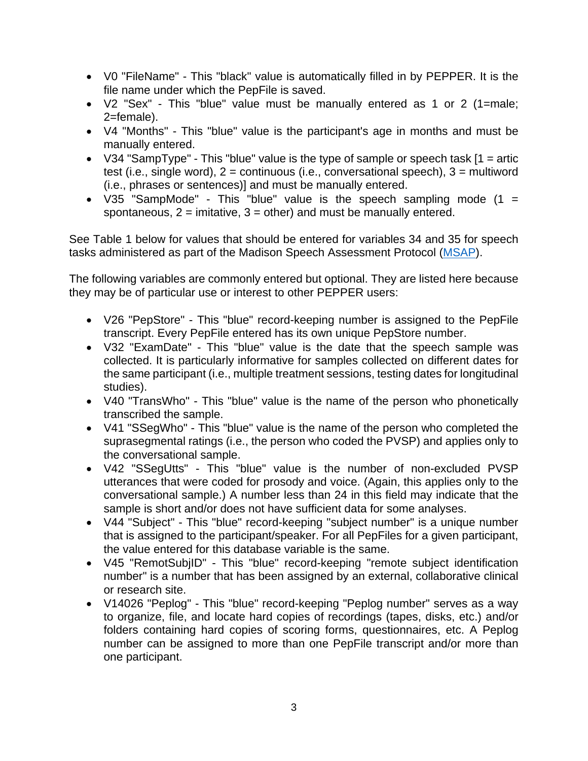- V0 "FileName" - This "black" value is automatically filled in by PEPPER. It is the file name under which the PepFile is saved.
- V2 "Sex" - This "blue" value must be manually entered as 1 or 2 (1=male; 2=female).
- V4 "Months" - This "blue" value is the participant's age in months and must be manually entered.
- V34 "SampType" - This "blue" value is the type of sample or speech task [1 = artic test (i.e., single word), 2 = continuous (i.e., conversational speech), 3 = multiword (i.e., phrases or sentences)] and must be manually entered.
- V35 "SampMode" - This "blue" value is the speech sampling mode (1 = spontaneous, 2 = imitative, 3 = other) and must be manually entered.

See Table 1 below for values that should be entered for variables 34 and 35 for speech tasks administered as part of the Madison Speech Assessment Protocol (MSAP).

The following variables are commonly entered but optional. They are listed here because they may be of particular use or interest to other PEPPER users:

- V26 "PepStore" - This "blue" record-keeping number is assigned to the PepFile transcript. Every PepFile entered has its own unique PepStore number.
- V32 "ExamDate" - This "blue" value is the date that the speech sample was collected. It is particularly informative for samples collected on different dates for the same participant (i.e., multiple treatment sessions, testing dates for longitudinal studies).
- V40 "TransWho" - This "blue" value is the name of the person who phonetically transcribed the sample.
- V41 "SSegWho" - This "blue" value is the name of the person who completed the suprasegmental ratings (i.e., the person who coded the PVSP) and applies only to the conversational sample.
- V42 "SSegUtts" - This "blue" value is the number of non-excluded PVSP utterances that were coded for prosody and voice. (Again, this applies only to the conversational sample.) A number less than 24 in this field may indicate that the sample is short and/or does not have sufficient data for some analyses.
- V44 "Subject" - This "blue" record-keeping "subject number" is a unique number that is assigned to the participant/speaker. For all PepFiles for a given participant, the value entered for this database variable is the same.
- V45 "RemotSubjID" - This "blue" record-keeping "remote subject identification number" is a number that has been assigned by an external, collaborative clinical or research site.
- V14026 "Peplog" - This "blue" record-keeping "Peplog number" serves as a way to organize, file, and locate hard copies of recordings (tapes, disks, etc.) and/or folders containing hard copies of scoring forms, questionnaires, etc. A Peplog number can be assigned to more than one PepFile transcript and/or more than one participant.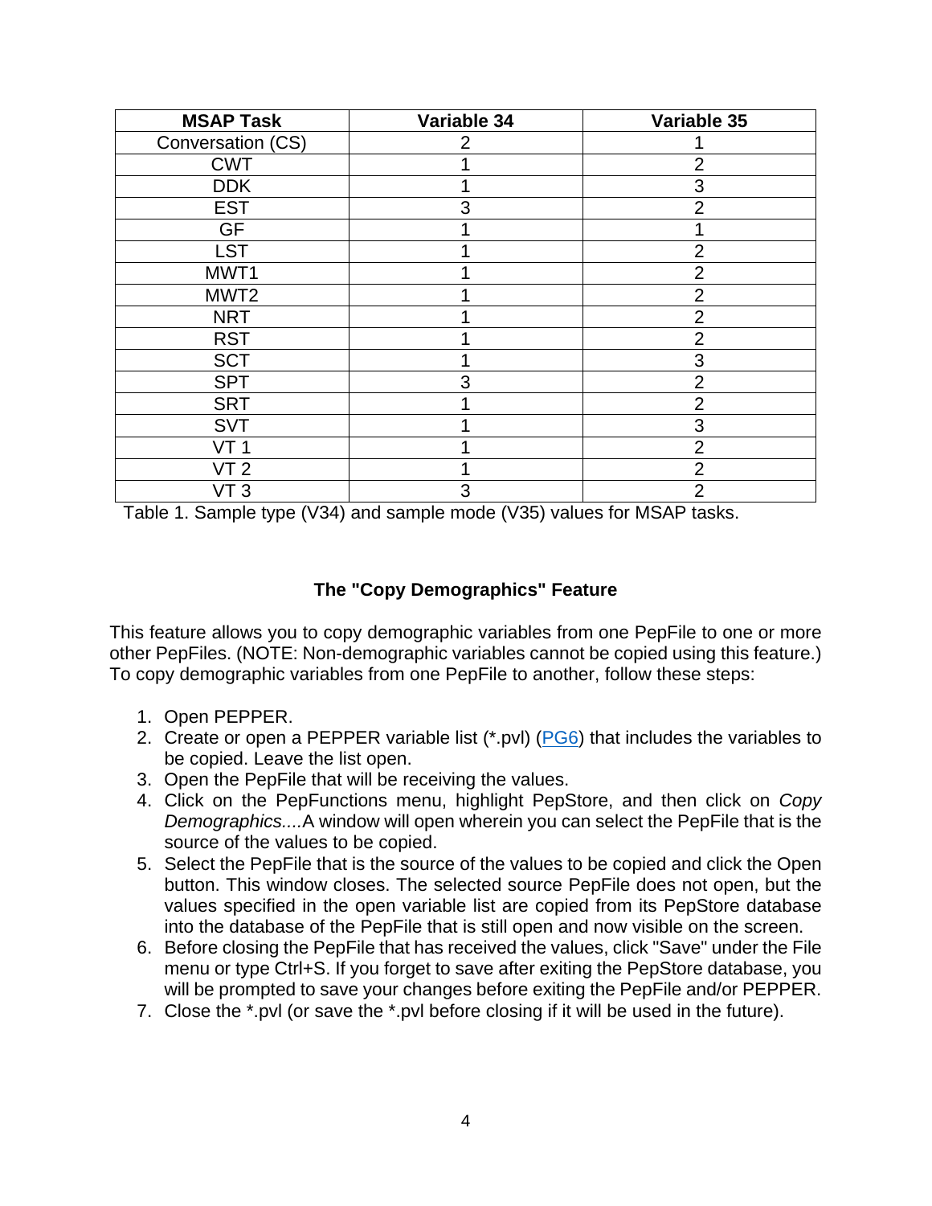| MSAP Task | Variable 34 | Variable 35 |
|---|---|---|
| Conversation (CS) | 2 | 1 |
| CWT | 1 | 2 |
| DDK | 1 | 3 |
| EST | 3 | 2 |
| GF | 1 | 1 |
| LST | 1 | 2 |
| MWT1 | 1 | 2 |
| MWT2 | 1 | 2 |
| NRT | 1 | 2 |
| RST | 1 | 2 |
| SCT | 1 | 3 |
| SPT | 3 | 2 |
| SRT | 1 | 2 |
| SVT | 1 | 3 |
| VT 1 | 1 | 2 |
| VT 2 | 1 | 2 |
| VT 3 | 3 | 2 |

Table 1. Sample type (V34) and sample mode (V35) values for MSAP tasks.

### The "Copy Demographics" Feature

This feature allows you to copy demographic variables from one PepFile to one or more other PepFiles. (NOTE: Non-demographic variables cannot be copied using this feature.) To copy demographic variables from one PepFile to another, follow these steps:

1. Open PEPPER.
2. Create or open a PEPPER variable list (*.pvl) (PG6) that includes the variables to be copied. Leave the list open.
3. Open the PepFile that will be receiving the values.
4. Click on the PepFunctions menu, highlight PepStore, and then click on *Copy Demographics....*A window will open wherein you can select the PepFile that is the source of the values to be copied.
5. Select the PepFile that is the source of the values to be copied and click the Open button. This window closes. The selected source PepFile does not open, but the values specified in the open variable list are copied from its PepStore database into the database of the PepFile that is still open and now visible on the screen.
6. Before closing the PepFile that has received the values, click "Save" under the File menu or type Ctrl+S. If you forget to save after exiting the PepStore database, you will be prompted to save your changes before exiting the PepFile and/or PEPPER.
7. Close the *.pvl (or save the *.pvl before closing if it will be used in the future).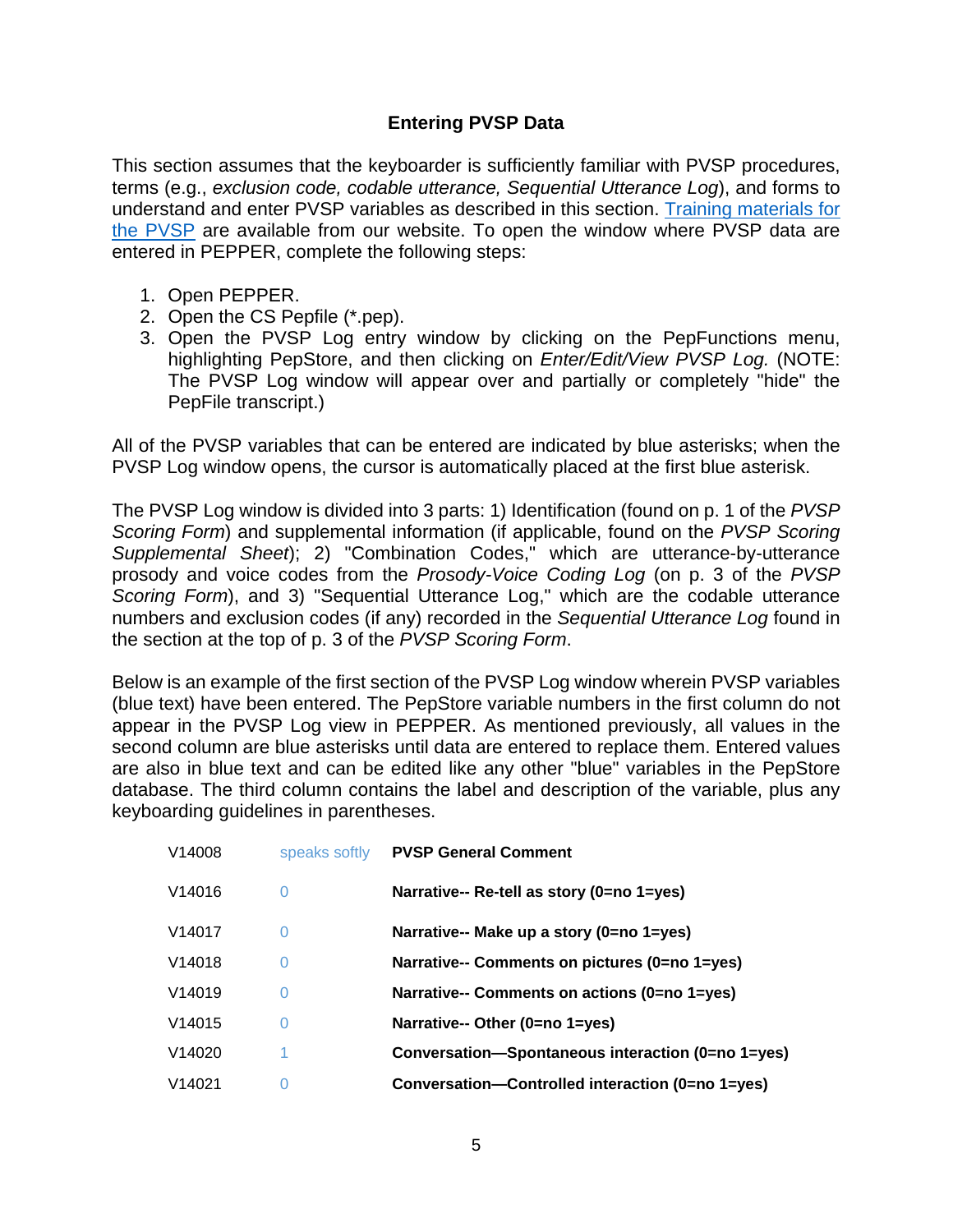## Entering PVSP Data

This section assumes that the keyboarder is sufficiently familiar with PVSP procedures, terms (e.g., *exclusion code, codable utterance, Sequential Utterance Log*), and forms to understand and enter PVSP variables as described in this section. [Training materials for the PVSP]() are available from our website. To open the window where PVSP data are entered in PEPPER, complete the following steps:

1. Open PEPPER.
2. Open the CS Pepfile (*.pep).
3. Open the PVSP Log entry window by clicking on the PepFunctions menu, highlighting PepStore, and then clicking on *Enter/Edit/View PVSP Log.* (NOTE: The PVSP Log window will appear over and partially or completely "hide" the PepFile transcript.)

All of the PVSP variables that can be entered are indicated by blue asterisks; when the PVSP Log window opens, the cursor is automatically placed at the first blue asterisk.

The PVSP Log window is divided into 3 parts: 1) Identification (found on p. 1 of the *PVSP Scoring Form*) and supplemental information (if applicable, found on the *PVSP Scoring Supplemental Sheet*); 2) "Combination Codes," which are utterance-by-utterance prosody and voice codes from the *Prosody-Voice Coding Log* (on p. 3 of the *PVSP Scoring Form*), and 3) "Sequential Utterance Log," which are the codable utterance numbers and exclusion codes (if any) recorded in the *Sequential Utterance Log* found in the section at the top of p. 3 of the *PVSP Scoring Form*.

Below is an example of the first section of the PVSP Log window wherein PVSP variables (blue text) have been entered. The PepStore variable numbers in the first column do not appear in the PVSP Log view in PEPPER. As mentioned previously, all values in the second column are blue asterisks until data are entered to replace them. Entered values are also in blue text and can be edited like any other "blue" variables in the PepStore database. The third column contains the label and description of the variable, plus any keyboarding guidelines in parentheses.

| | | |
|---|---|---|
| V14008 | speaks softly | **PVSP General Comment** |
| V14016 | 0 | **Narrative-- Re-tell as story (0=no 1=yes)** |
| V14017 | 0 | **Narrative-- Make up a story (0=no 1=yes)** |
| V14018 | 0 | **Narrative-- Comments on pictures (0=no 1=yes)** |
| V14019 | 0 | **Narrative-- Comments on actions (0=no 1=yes)** |
| V14015 | 0 | **Narrative-- Other (0=no 1=yes)** |
| V14020 | 1 | **Conversation—Spontaneous interaction (0=no 1=yes)** |
| V14021 | 0 | **Conversation—Controlled interaction (0=no 1=yes)** |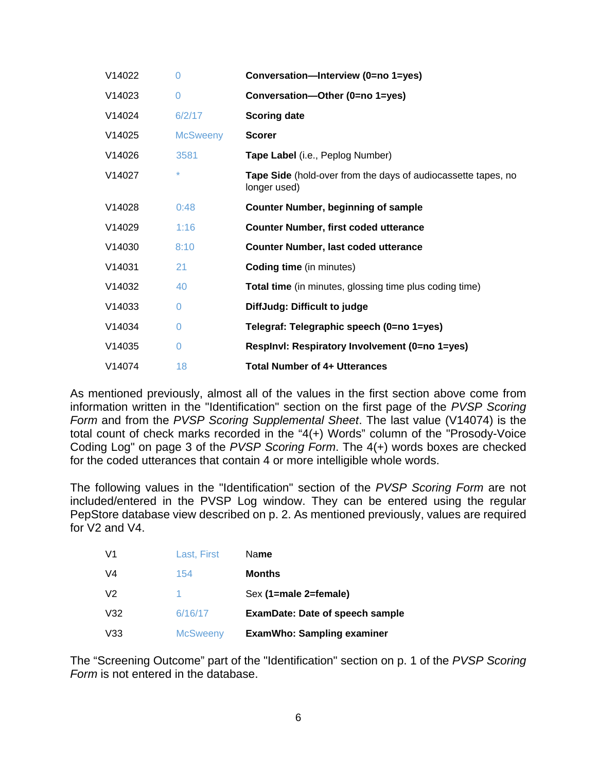| | | |
|---|---|---|
| V14022 | 0 | **Conversation—Interview (0=no 1=yes)** |
| V14023 | 0 | **Conversation—Other (0=no 1=yes)** |
| V14024 | 6/2/17 | **Scoring date** |
| V14025 | McSweeny | **Scorer** |
| V14026 | 3581 | **Tape Label** (i.e., Peplog Number) |
| V14027 | * | **Tape Side** (hold-over from the days of audiocassette tapes, no longer used) |
| V14028 | 0:48 | **Counter Number, beginning of sample** |
| V14029 | 1:16 | **Counter Number, first coded utterance** |
| V14030 | 8:10 | **Counter Number, last coded utterance** |
| V14031 | 21 | **Coding time** (in minutes) |
| V14032 | 40 | **Total time** (in minutes, glossing time plus coding time) |
| V14033 | 0 | **DiffJudg: Difficult to judge** |
| V14034 | 0 | **Telegraf: Telegraphic speech (0=no 1=yes)** |
| V14035 | 0 | **RespInvl: Respiratory Involvement (0=no 1=yes)** |
| V14074 | 18 | **Total Number of 4+ Utterances** |

As mentioned previously, almost all of the values in the first section above come from information written in the "Identification" section on the first page of the *PVSP Scoring Form* and from the *PVSP Scoring Supplemental Sheet*. The last value (V14074) is the total count of check marks recorded in the “4(+) Words” column of the "Prosody-Voice Coding Log" on page 3 of the *PVSP Scoring Form*. The 4(+) words boxes are checked for the coded utterances that contain 4 or more intelligible whole words.

The following values in the "Identification" section of the *PVSP Scoring Form* are not included/entered in the PVSP Log window. They can be entered using the regular PepStore database view described on p. 2. As mentioned previously, values are required for V2 and V4.

| | | |
|---|---|---|
| V1 | Last, First | Na**me** |
| V4 | 154 | **Months** |
| V2 | 1 | Sex **(1=male 2=female)** |
| V32 | 6/16/17 | **ExamDate: Date of speech sample** |
| V33 | McSweeny | **ExamWho: Sampling examiner** |

The “Screening Outcome” part of the "Identification" section on p. 1 of the *PVSP Scoring Form* is not entered in the database.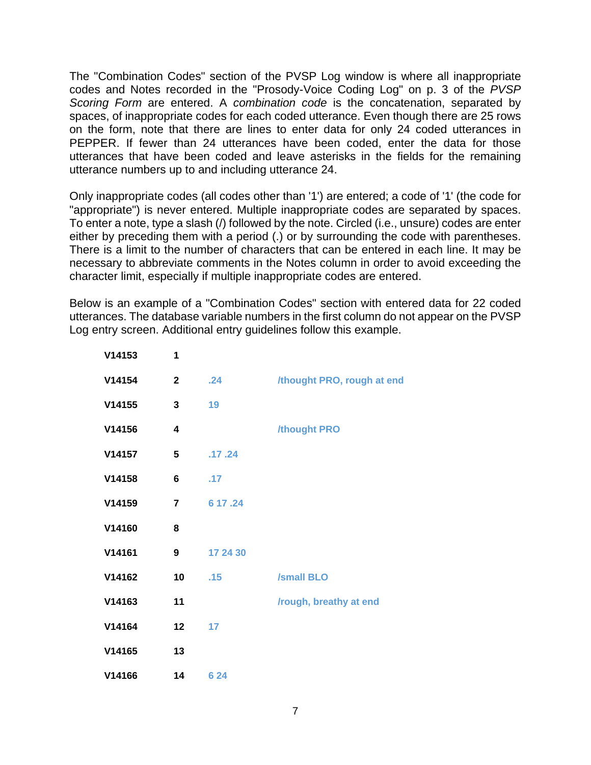The "Combination Codes" section of the PVSP Log window is where all inappropriate codes and Notes recorded in the "Prosody-Voice Coding Log" on p. 3 of the *PVSP Scoring Form* are entered. A *combination code* is the concatenation, separated by spaces, of inappropriate codes for each coded utterance. Even though there are 25 rows on the form, note that there are lines to enter data for only 24 coded utterances in PEPPER. If fewer than 24 utterances have been coded, enter the data for those utterances that have been coded and leave asterisks in the fields for the remaining utterance numbers up to and including utterance 24.

Only inappropriate codes (all codes other than '1') are entered; a code of '1' (the code for "appropriate") is never entered. Multiple inappropriate codes are separated by spaces. To enter a note, type a slash (/) followed by the note. Circled (i.e., unsure) codes are enter either by preceding them with a period (.) or by surrounding the code with parentheses. There is a limit to the number of characters that can be entered in each line. It may be necessary to abbreviate comments in the Notes column in order to avoid exceeding the character limit, especially if multiple inappropriate codes are entered.

Below is an example of a "Combination Codes" section with entered data for 22 coded utterances. The database variable numbers in the first column do not appear on the PVSP Log entry screen. Additional entry guidelines follow this example.

| | | | |
|---|---|---|---|
| **V14153** | **1** | | |
| **V14154** | **2** | **.24** | **/thought PRO, rough at end** |
| **V14155** | **3** | **19** | |
| **V14156** | **4** | | **/thought PRO** |
| **V14157** | **5** | **.17 .24** | |
| **V14158** | **6** | **.17** | |
| **V14159** | **7** | **6 17 .24** | |
| **V14160** | **8** | | |
| **V14161** | **9** | **17 24 30** | |
| **V14162** | **10** | **.15** | **/small BLO** |
| **V14163** | **11** | | **/rough, breathy at end** |
| **V14164** | **12** | **17** | |
| **V14165** | **13** | | |
| **V14166** | **14** | **6 24** | |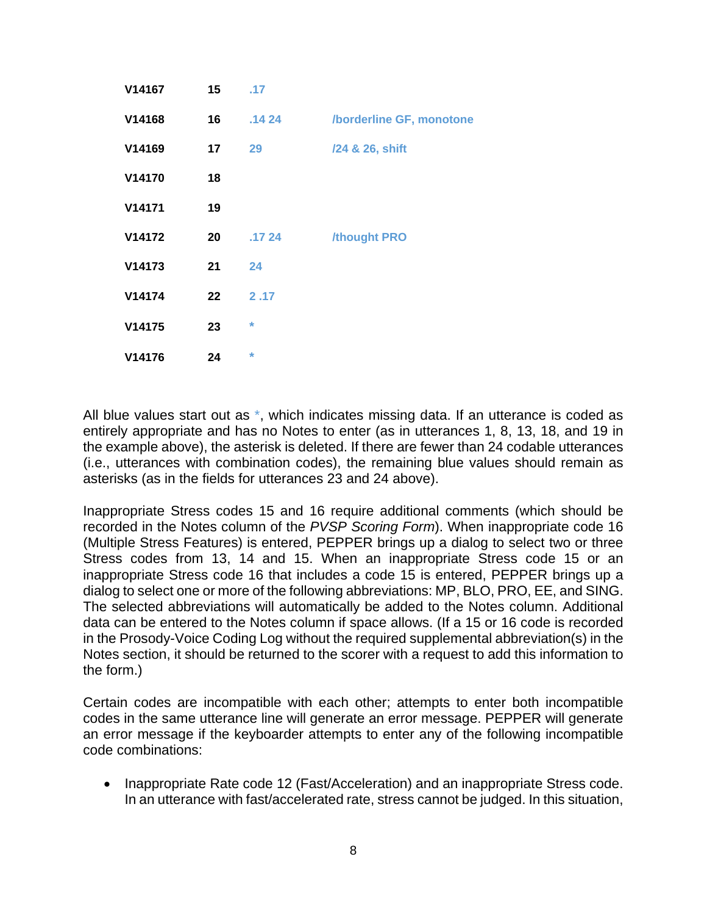| | | | |
|---|---|---|---|
| V14167 | 15 | .17 | |
| V14168 | 16 | .14 24 | /borderline GF, monotone |
| V14169 | 17 | 29 | /24 & 26, shift |
| V14170 | 18 | | |
| V14171 | 19 | | |
| V14172 | 20 | .17 24 | /thought PRO |
| V14173 | 21 | 24 | |
| V14174 | 22 | 2 .17 | |
| V14175 | 23 | * | |
| V14176 | 24 | * | |

All blue values start out as *, which indicates missing data. If an utterance is coded as entirely appropriate and has no Notes to enter (as in utterances 1, 8, 13, 18, and 19 in the example above), the asterisk is deleted. If there are fewer than 24 codable utterances (i.e., utterances with combination codes), the remaining blue values should remain as asterisks (as in the fields for utterances 23 and 24 above).

Inappropriate Stress codes 15 and 16 require additional comments (which should be recorded in the Notes column of the *PVSP Scoring Form*). When inappropriate code 16 (Multiple Stress Features) is entered, PEPPER brings up a dialog to select two or three Stress codes from 13, 14 and 15. When an inappropriate Stress code 15 or an inappropriate Stress code 16 that includes a code 15 is entered, PEPPER brings up a dialog to select one or more of the following abbreviations: MP, BLO, PRO, EE, and SING. The selected abbreviations will automatically be added to the Notes column. Additional data can be entered to the Notes column if space allows. (If a 15 or 16 code is recorded in the Prosody-Voice Coding Log without the required supplemental abbreviation(s) in the Notes section, it should be returned to the scorer with a request to add this information to the form.)

Certain codes are incompatible with each other; attempts to enter both incompatible codes in the same utterance line will generate an error message. PEPPER will generate an error message if the keyboarder attempts to enter any of the following incompatible code combinations:

- Inappropriate Rate code 12 (Fast/Acceleration) and an inappropriate Stress code. In an utterance with fast/accelerated rate, stress cannot be judged. In this situation,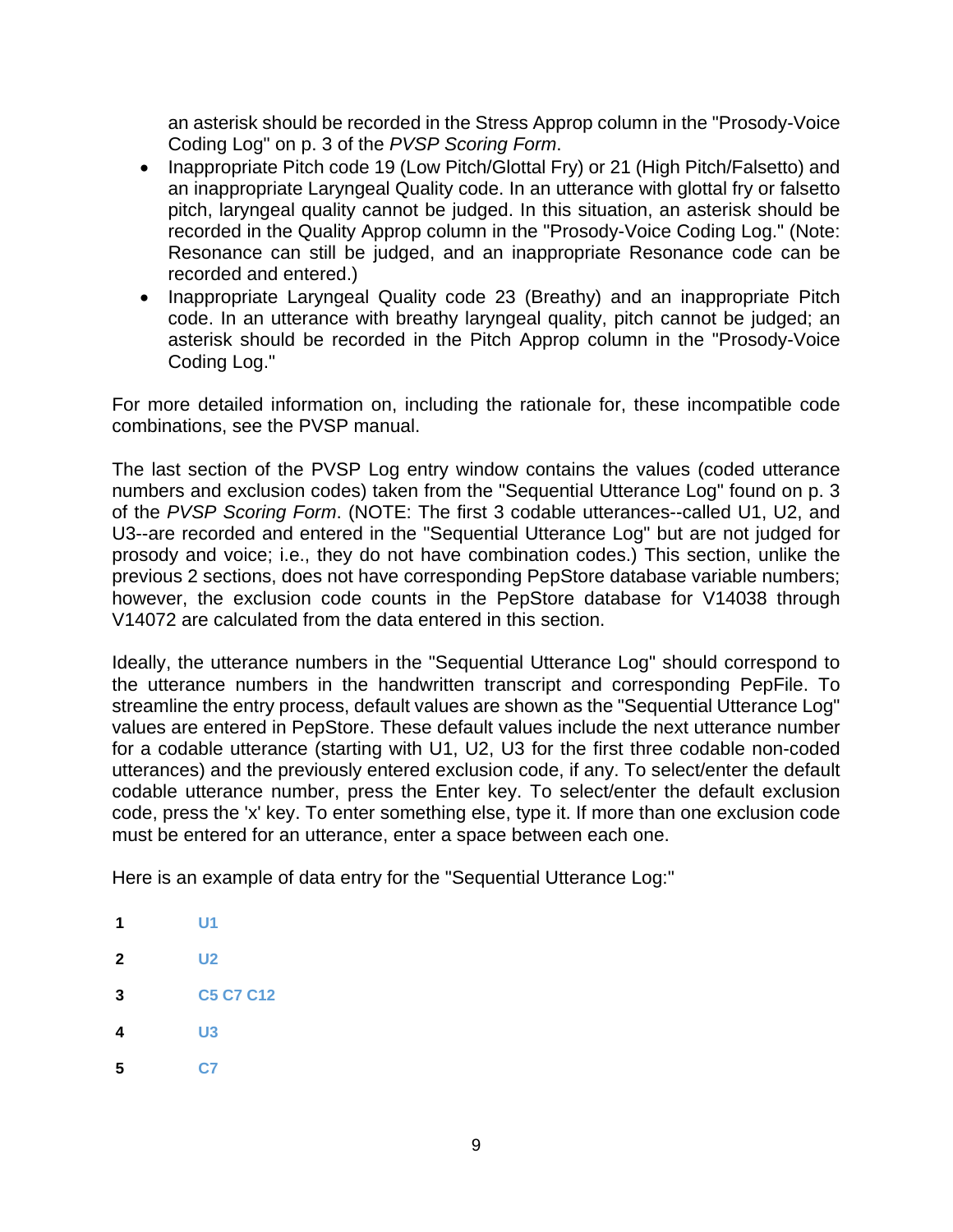an asterisk should be recorded in the Stress Approp column in the "Prosody-Voice Coding Log" on p. 3 of the *PVSP Scoring Form*.

- Inappropriate Pitch code 19 (Low Pitch/Glottal Fry) or 21 (High Pitch/Falsetto) and an inappropriate Laryngeal Quality code. In an utterance with glottal fry or falsetto pitch, laryngeal quality cannot be judged. In this situation, an asterisk should be recorded in the Quality Approp column in the "Prosody-Voice Coding Log." (Note: Resonance can still be judged, and an inappropriate Resonance code can be recorded and entered.)
- Inappropriate Laryngeal Quality code 23 (Breathy) and an inappropriate Pitch code. In an utterance with breathy laryngeal quality, pitch cannot be judged; an asterisk should be recorded in the Pitch Approp column in the "Prosody-Voice Coding Log."

For more detailed information on, including the rationale for, these incompatible code combinations, see the PVSP manual.

The last section of the PVSP Log entry window contains the values (coded utterance numbers and exclusion codes) taken from the "Sequential Utterance Log" found on p. 3 of the *PVSP Scoring Form*. (NOTE: The first 3 codable utterances--called U1, U2, and U3--are recorded and entered in the "Sequential Utterance Log" but are not judged for prosody and voice; i.e., they do not have combination codes.) This section, unlike the previous 2 sections, does not have corresponding PepStore database variable numbers; however, the exclusion code counts in the PepStore database for V14038 through V14072 are calculated from the data entered in this section.

Ideally, the utterance numbers in the "Sequential Utterance Log" should correspond to the utterance numbers in the handwritten transcript and corresponding PepFile. To streamline the entry process, default values are shown as the "Sequential Utterance Log" values are entered in PepStore. These default values include the next utterance number for a codable utterance (starting with U1, U2, U3 for the first three codable non-coded utterances) and the previously entered exclusion code, if any. To select/enter the default codable utterance number, press the Enter key. To select/enter the default exclusion code, press the 'x' key. To enter something else, type it. If more than one exclusion code must be entered for an utterance, enter a space between each one.

Here is an example of data entry for the "Sequential Utterance Log:"

| | |
|---|---|
| **1** | U1 |
| **2** | U2 |
| **3** | C5 C7 C12 |
| **4** | U3 |
| **5** | C7 |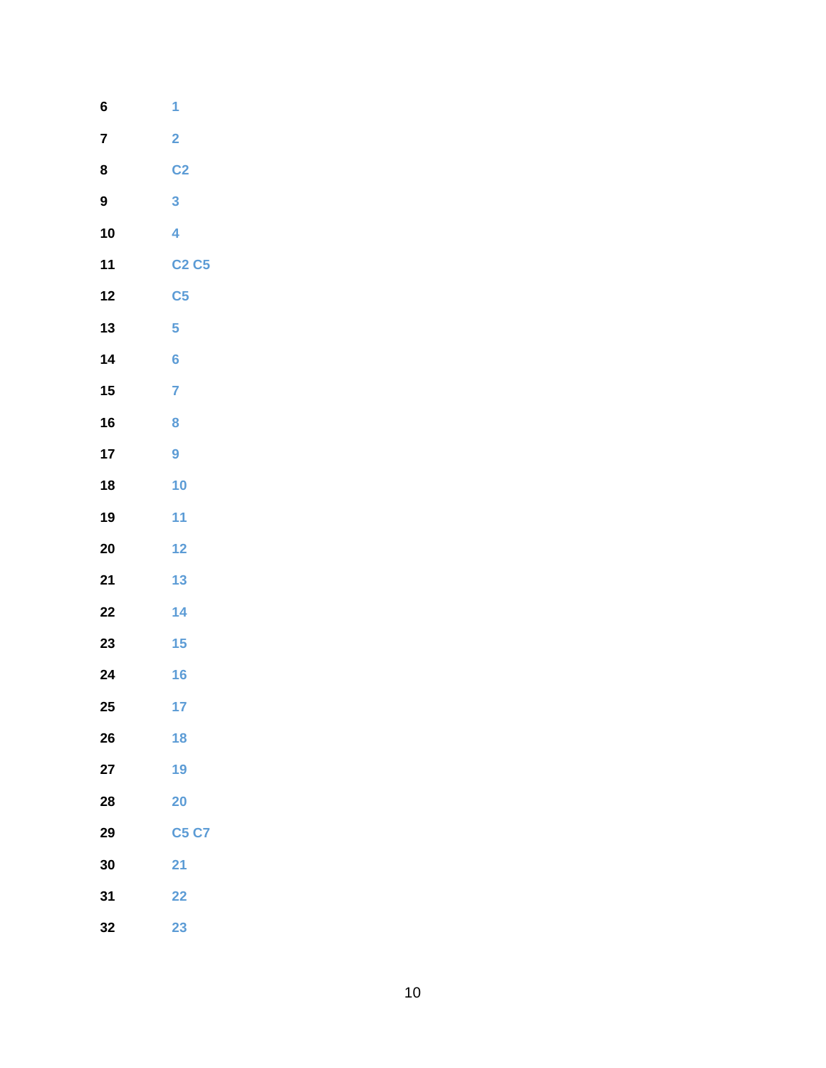**6** **1**

**7** **2**

**8** **C2**

**9** **3**

**10** **4**

**11** **C2 C5**

**12** **C5**

**13** **5**

**14** **6**

**15** **7**

**16** **8**

**17** **9**

**18** **10**

**19** **11**

**20** **12**

**21** **13**

**22** **14**

**23** **15**

**24** **16**

**25** **17**

**26** **18**

**27** **19**

**28** **20**

**29** **C5 C7**

**30** **21**

**31** **22**

**32** **23**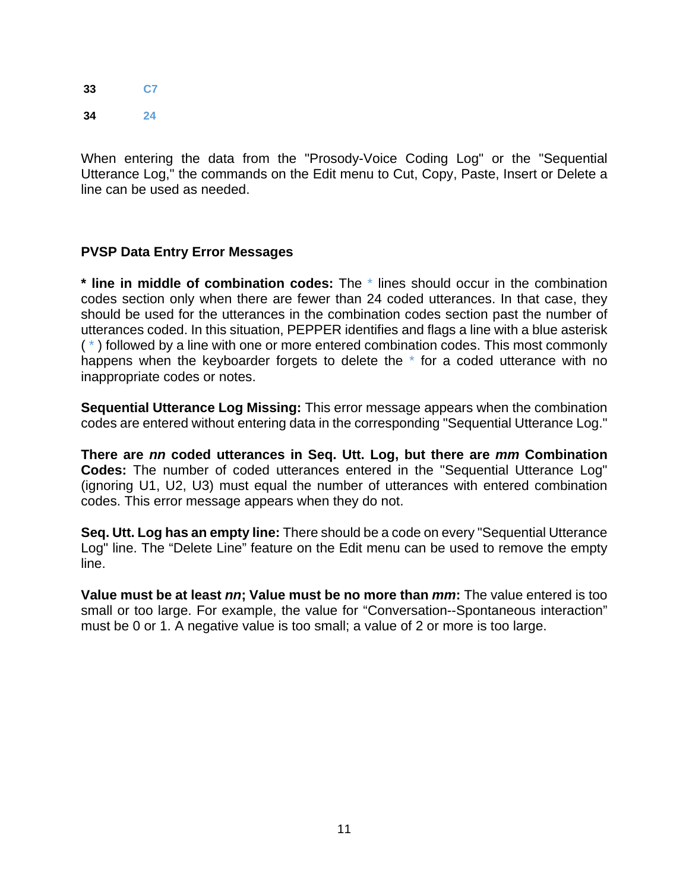| | |
|---|---|
| **33** | C7 |
| **34** | 24 |

When entering the data from the "Prosody-Voice Coding Log" or the "Sequential Utterance Log," the commands on the Edit menu to Cut, Copy, Paste, Insert or Delete a line can be used as needed.

## PVSP Data Entry Error Messages

**\* line in middle of combination codes:** The * lines should occur in the combination codes section only when there are fewer than 24 coded utterances. In that case, they should be used for the utterances in the combination codes section past the number of utterances coded. In this situation, PEPPER identifies and flags a line with a blue asterisk ( * ) followed by a line with one or more entered combination codes. This most commonly happens when the keyboarder forgets to delete the * for a coded utterance with no inappropriate codes or notes.

**Sequential Utterance Log Missing:** This error message appears when the combination codes are entered without entering data in the corresponding "Sequential Utterance Log."

**There are *nn* coded utterances in Seq. Utt. Log, but there are *mm* Combination Codes:** The number of coded utterances entered in the "Sequential Utterance Log" (ignoring U1, U2, U3) must equal the number of utterances with entered combination codes. This error message appears when they do not.

**Seq. Utt. Log has an empty line:** There should be a code on every "Sequential Utterance Log" line. The "Delete Line" feature on the Edit menu can be used to remove the empty line.

**Value must be at least *nn*; Value must be no more than *mm*:** The value entered is too small or too large. For example, the value for "Conversation--Spontaneous interaction" must be 0 or 1. A negative value is too small; a value of 2 or more is too large.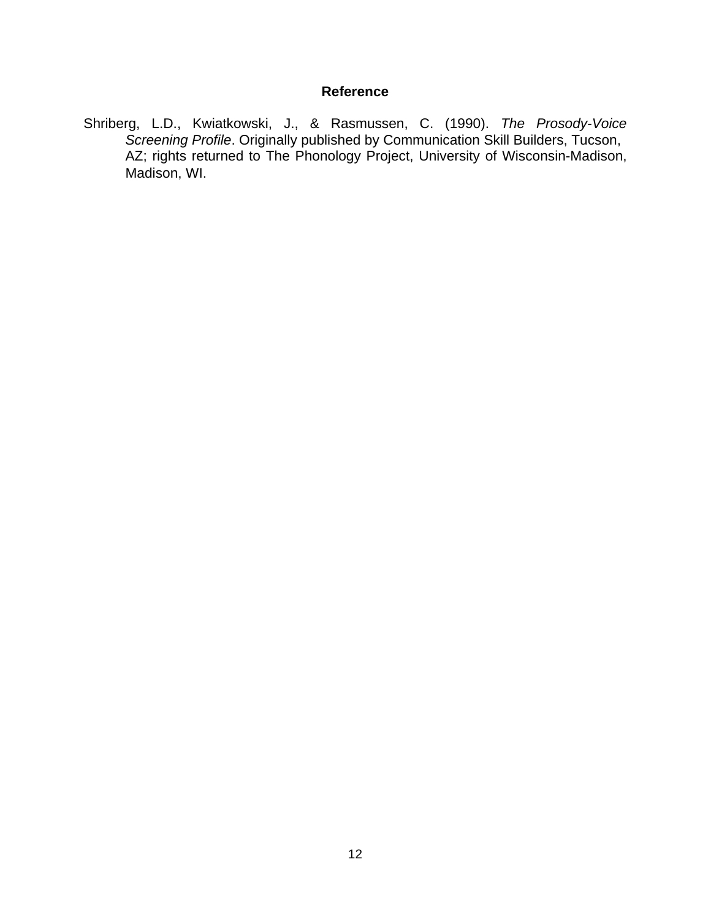# Reference

Shriberg, L.D., Kwiatkowski, J., & Rasmussen, C. (1990). *The Prosody-Voice Screening Profile*. Originally published by Communication Skill Builders, Tucson, AZ; rights returned to The Phonology Project, University of Wisconsin-Madison, Madison, WI.